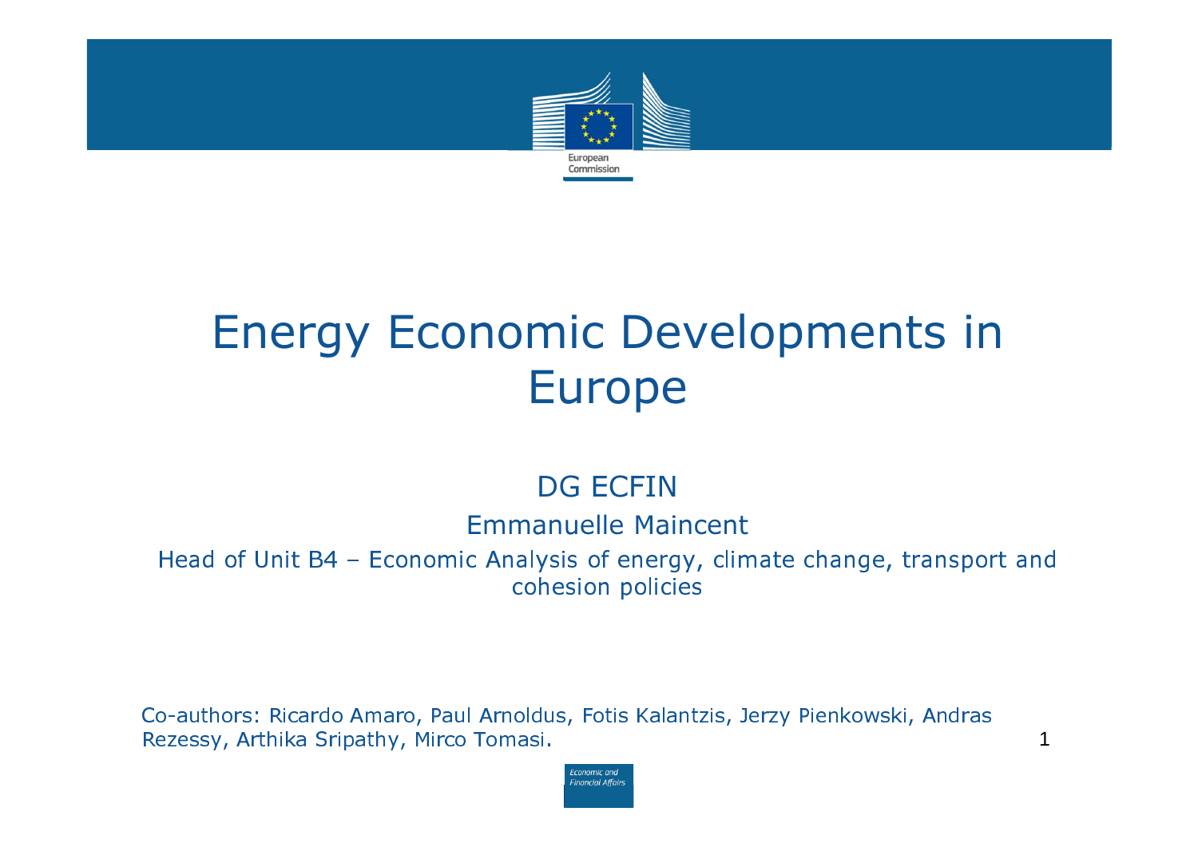# Energy Economic Developments in Europe

DG ECFIN

Emmanuelle Maincent

Head of Unit B4 – Economic Analysis of energy, climate change, transport and cohesion policies

Co-authors: Ricardo Amaro, Paul Arnoldus, Fotis Kalantzis, Jerzy Pienkowski, Andras Rezessy, Arthika Sripathy, Mirco Tomasi.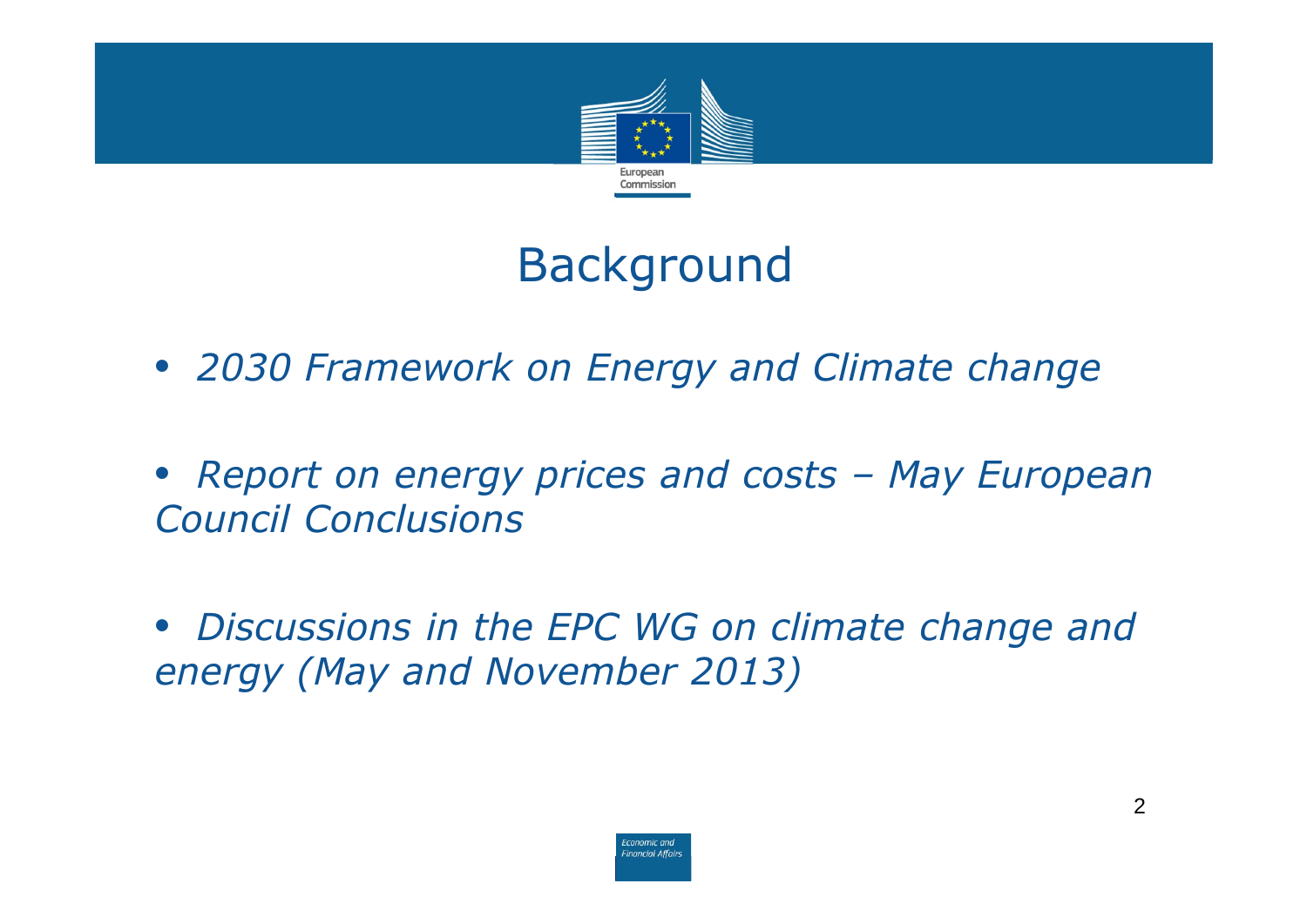# Background

- *2030 Framework on Energy and Climate change*
- *Report on energy prices and costs – May European Council Conclusions*
- *Discussions in the EPC WG on climate change and energy (May and November 2013)*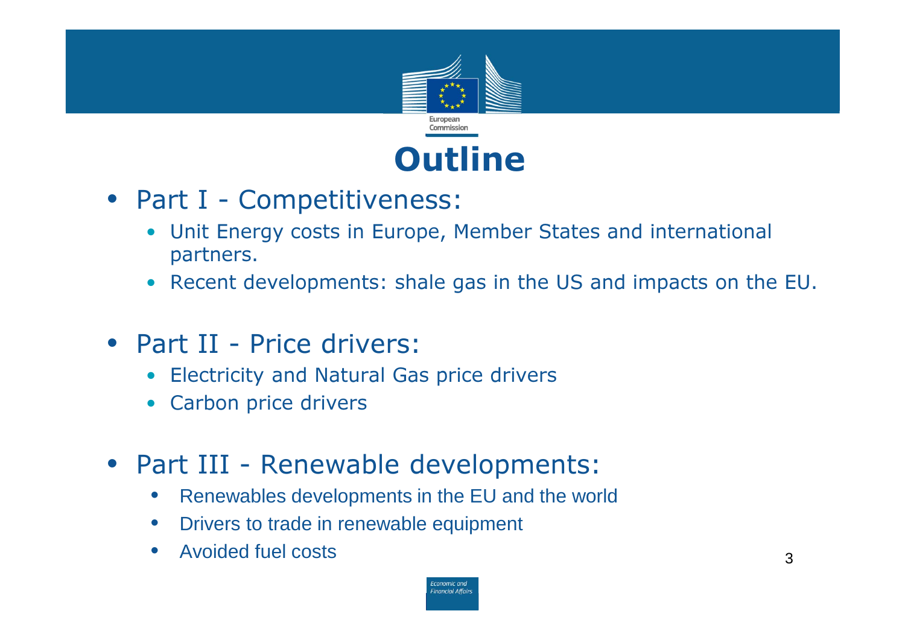# Outline

- Part I - Competitiveness:
  - Unit Energy costs in Europe, Member States and international partners.
  - Recent developments: shale gas in the US and impacts on the EU.

- Part II - Price drivers:
  - Electricity and Natural Gas price drivers
  - Carbon price drivers

- Part III - Renewable developments:
  - Renewables developments in the EU and the world
  - Drivers to trade in renewable equipment
  - Avoided fuel costs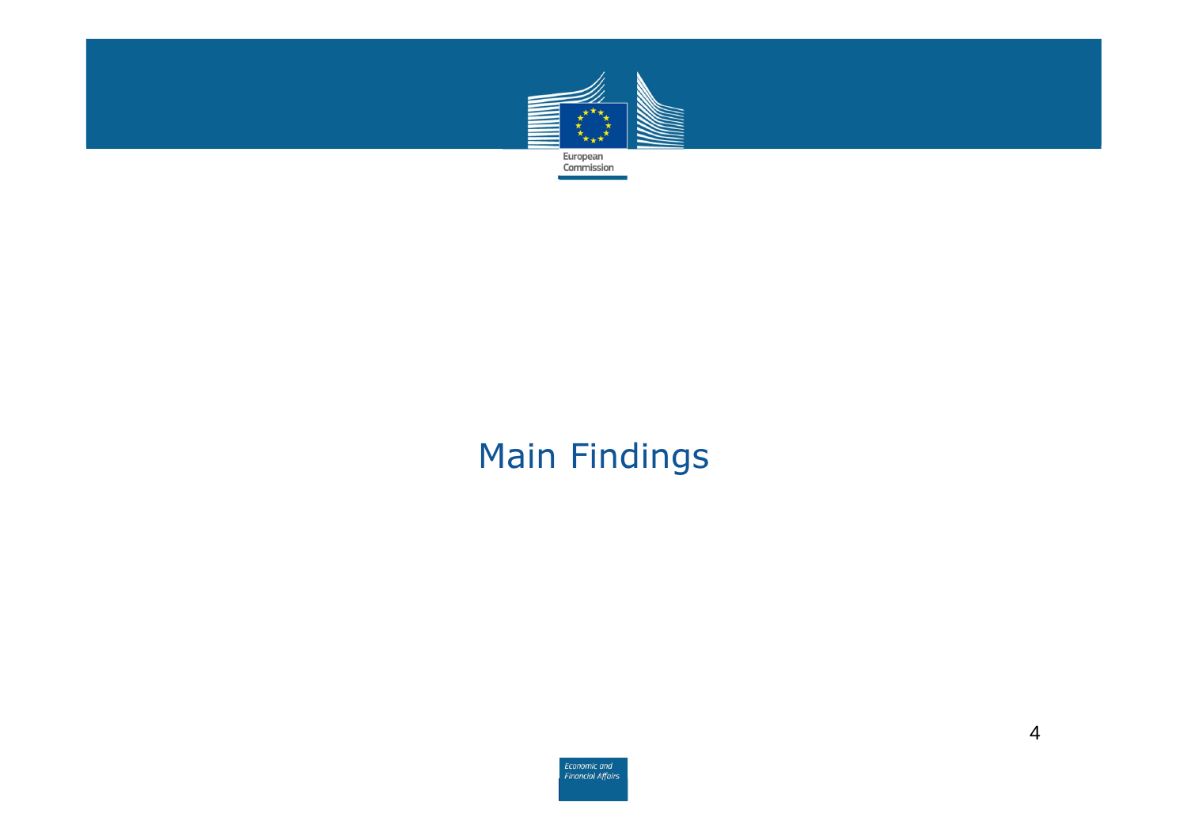# Main Findings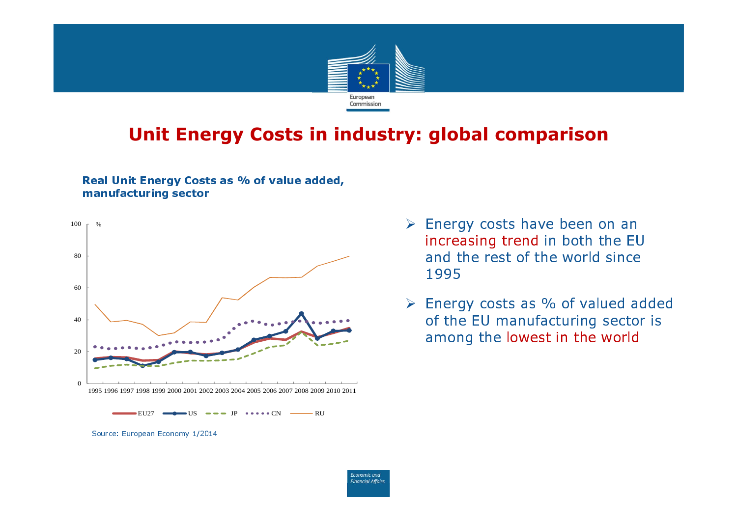# Unit Energy Costs in industry: global comparison

**Real Unit Energy Costs as % of value added, manufacturing sector**

Source: European Economy 1/2014

- Energy costs have been on an increasing trend in both the EU and the rest of the world since 1995
- Energy costs as % of valued added of the EU manufacturing sector is among the lowest in the world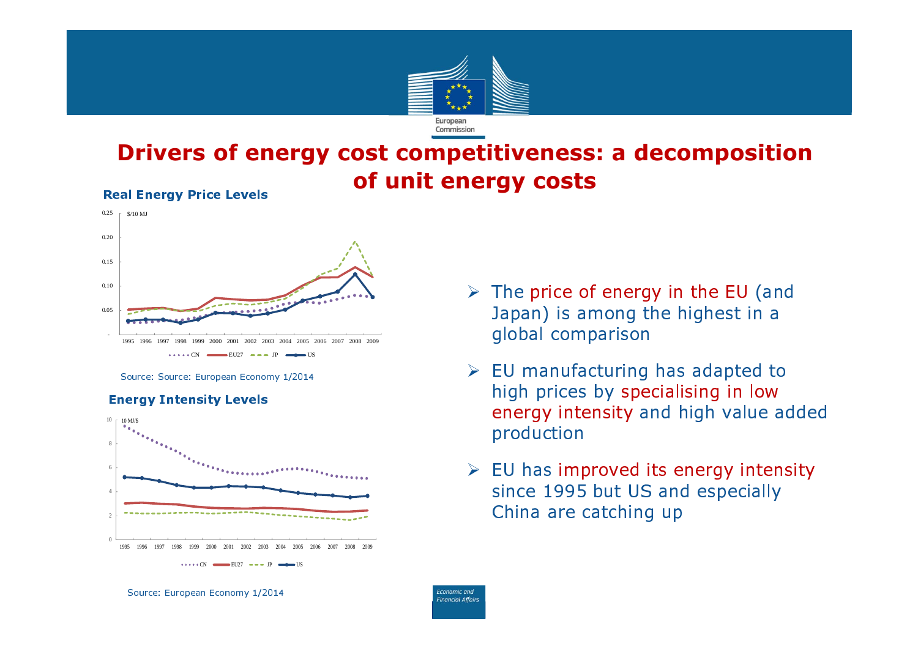# Drivers of energy cost competitiveness: a decomposition of unit energy costs

**Real Energy Price Levels**

Source: Source: European Economy 1/2014

**Energy Intensity Levels**

Source: European Economy 1/2014

- The price of energy in the EU (and Japan) is among the highest in a global comparison
- EU manufacturing has adapted to high prices by specialising in low energy intensity and high value added production
- EU has improved its energy intensity since 1995 but US and especially China are catching up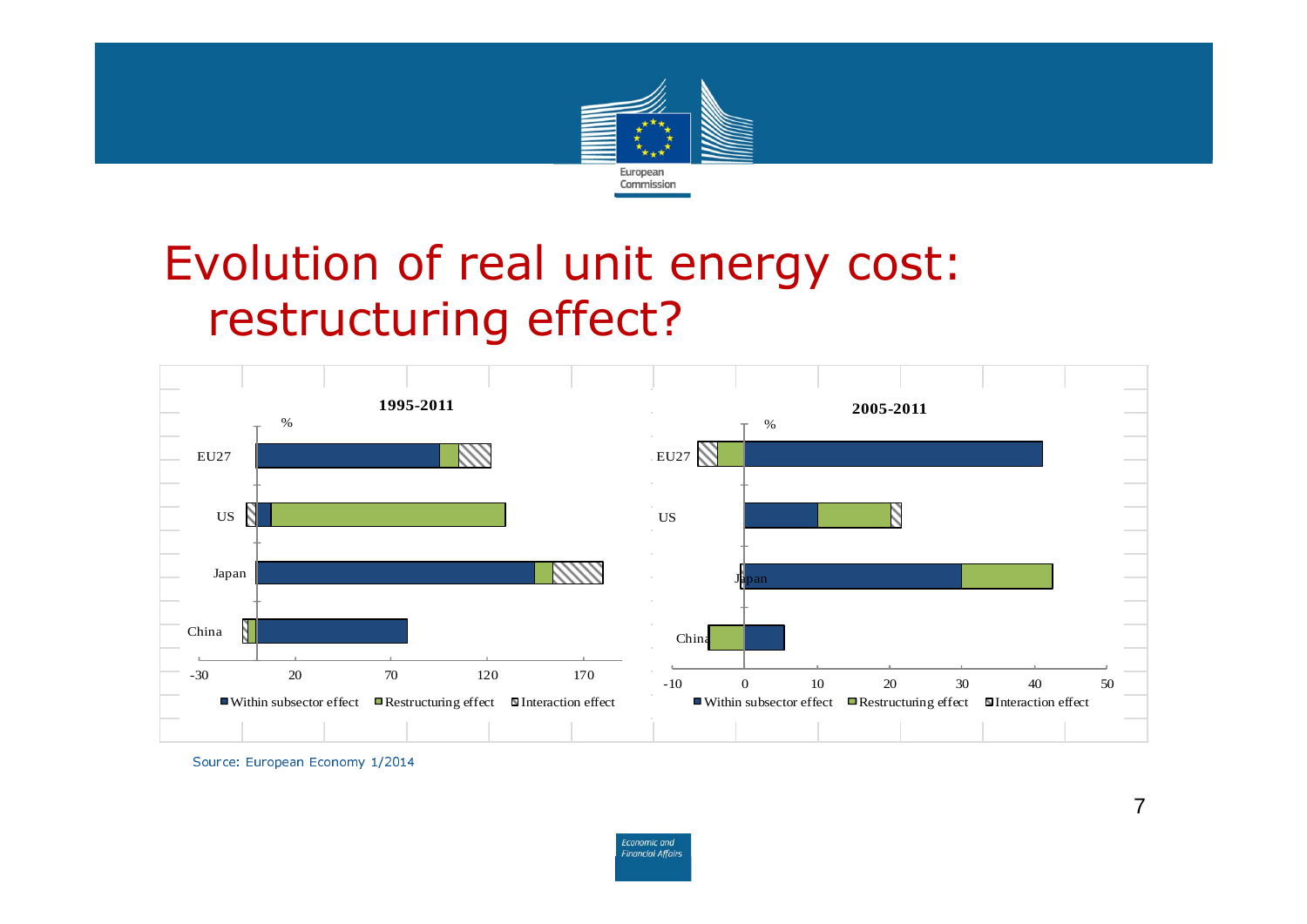# Evolution of real unit energy cost: restructuring effect?

**1995-2011**

%

EU27, US, Japan, China

-30, 20, 70, 120, 170

Within subsector effect, Restructuring effect, Interaction effect

**2005-2011**

%

EU27, US, Japan, China

-10, 0, 10, 20, 30, 40, 50

Within subsector effect, Restructuring effect, Interaction effect

Source: European Economy 1/2014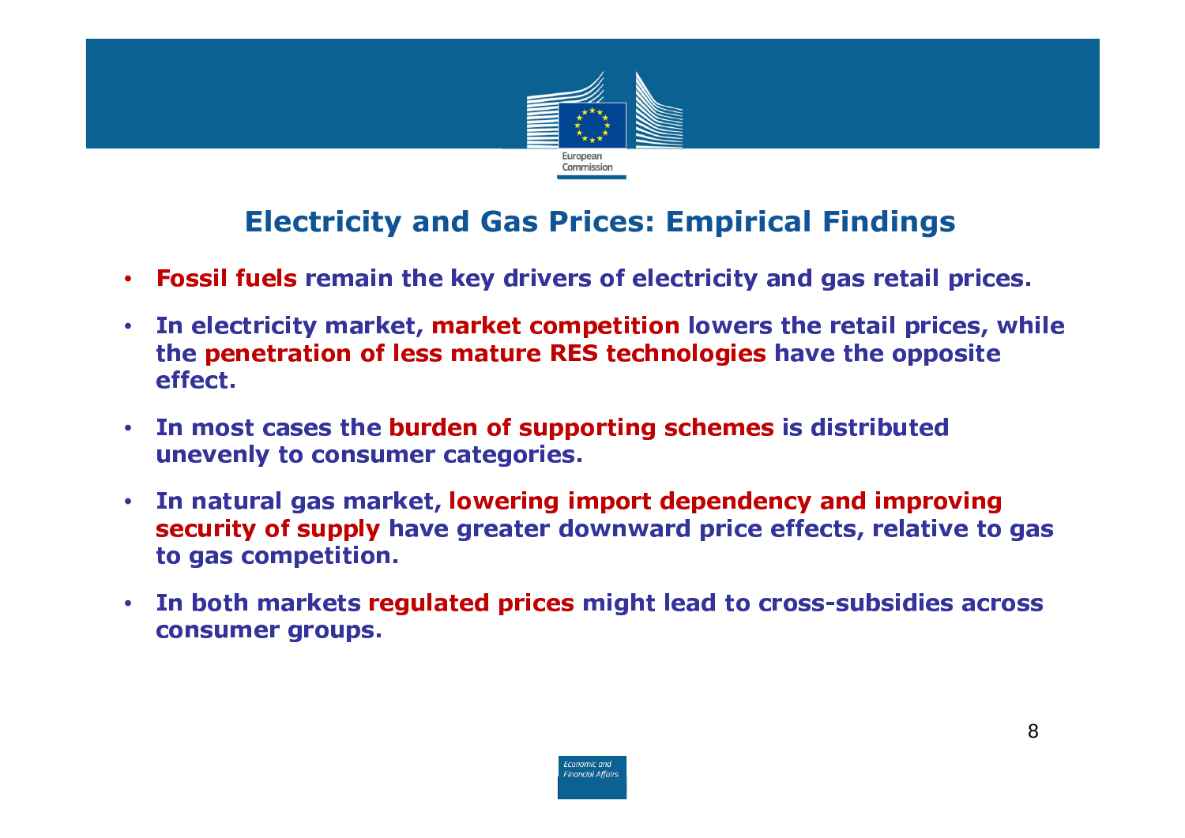## Electricity and Gas Prices: Empirical Findings

- **Fossil fuels** remain the key drivers of electricity and gas retail prices.
- In electricity market, **market competition** lowers the retail prices, while the **penetration of less mature RES technologies** have the opposite effect.
- In most cases the **burden of supporting schemes** is distributed unevenly to consumer categories.
- In natural gas market, **lowering import dependency and improving security of supply** have greater downward price effects, relative to gas to gas competition.
- In both markets **regulated prices** might lead to cross-subsidies across consumer groups.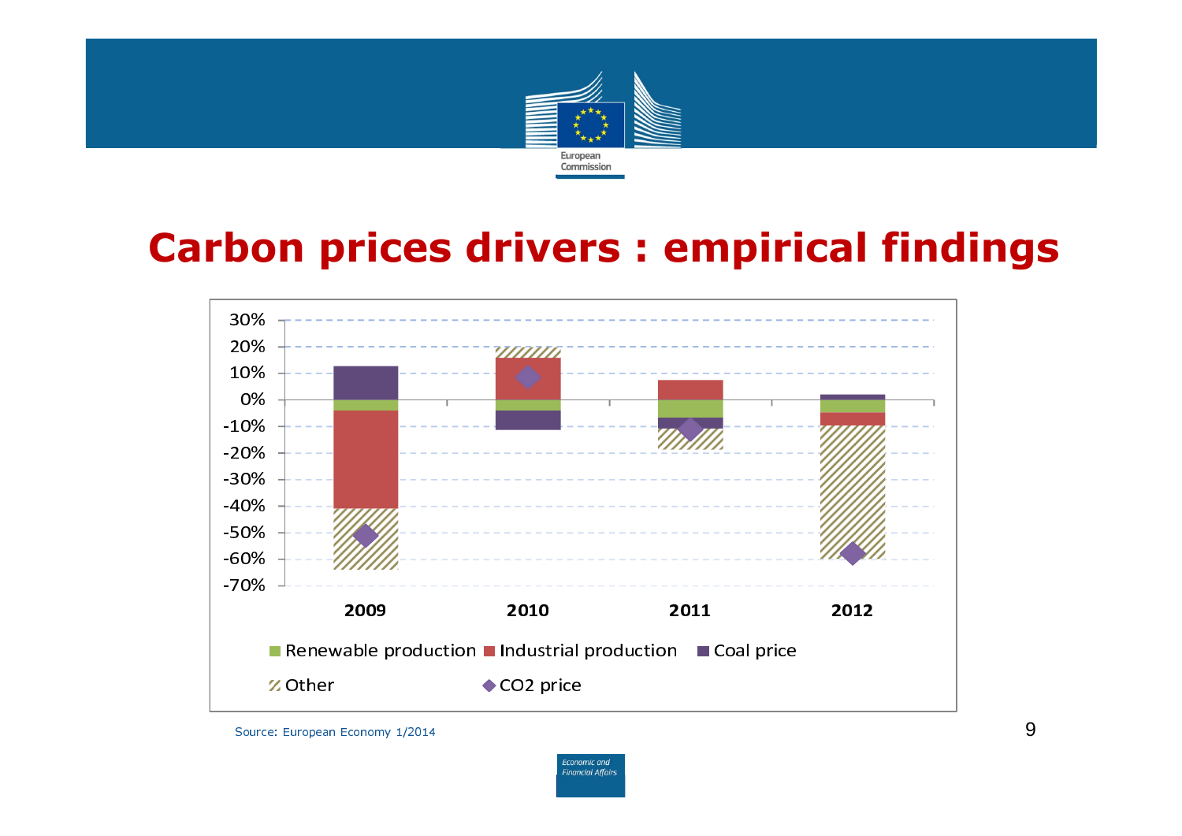# Carbon prices drivers : empirical findings

30%
20%
10%
0%
-10%
-20%
-30%
-40%
-50%
-60%
-70%

2009 2010 2011 2012

Renewable production | Industrial production | Coal price | Other | $CO_2$ price

Source: European Economy 1/2014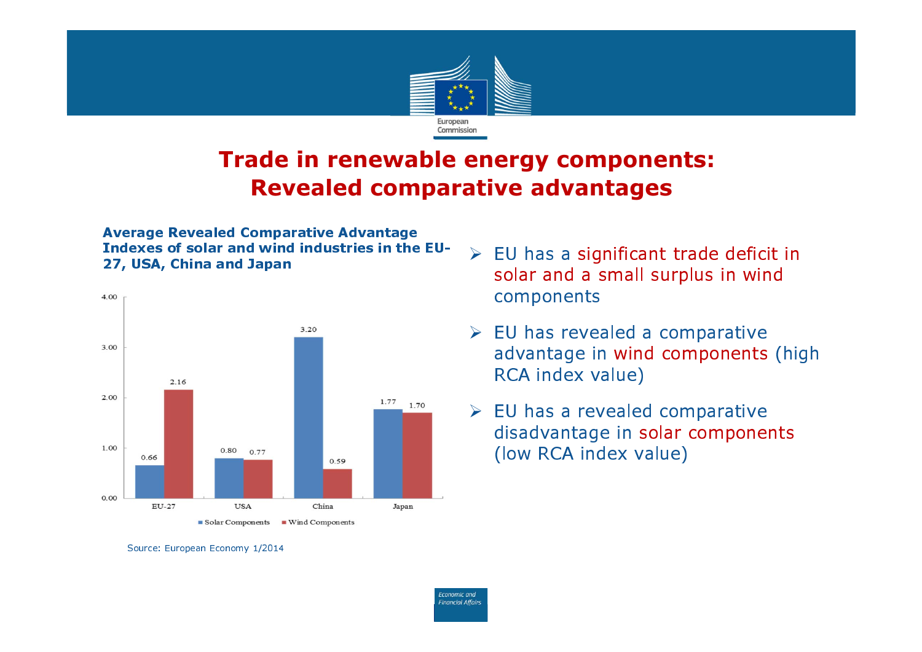# Trade in renewable energy components: Revealed comparative advantages

**Average Revealed Comparative Advantage Indexes of solar and wind industries in the EU-27, USA, China and Japan**

| | Solar Components | Wind Components |
|---|---|---|
| EU-27 | 0.66 | 2.16 |
| USA | 0.80 | 0.77 |
| China | 3.20 | 0.59 |
| Japan | 1.77 | 1.70 |

Source: European Economy 1/2014

- EU has a significant trade deficit in solar and a small surplus in wind components
- EU has revealed a comparative advantage in wind components (high RCA index value)
- EU has a revealed comparative disadvantage in solar components (low RCA index value)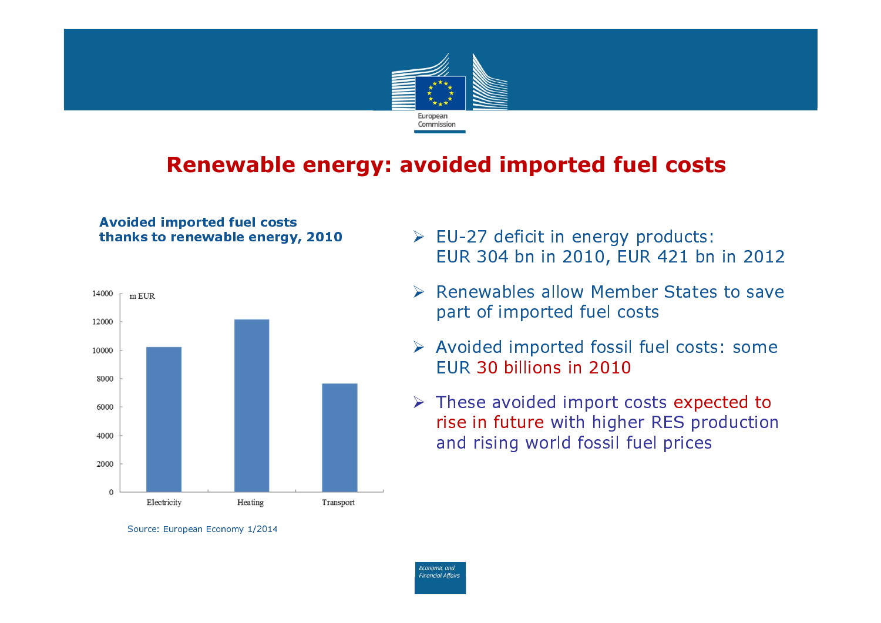# Renewable energy: avoided imported fuel costs

**Avoided imported fuel costs thanks to renewable energy, 2010**

Source: European Economy 1/2014

- EU-27 deficit in energy products: EUR 304 bn in 2010, EUR 421 bn in 2012
- Renewables allow Member States to save part of imported fuel costs
- Avoided imported fossil fuel costs: some EUR 30 billions in 2010
- These avoided import costs expected to rise in future with higher RES production and rising world fossil fuel prices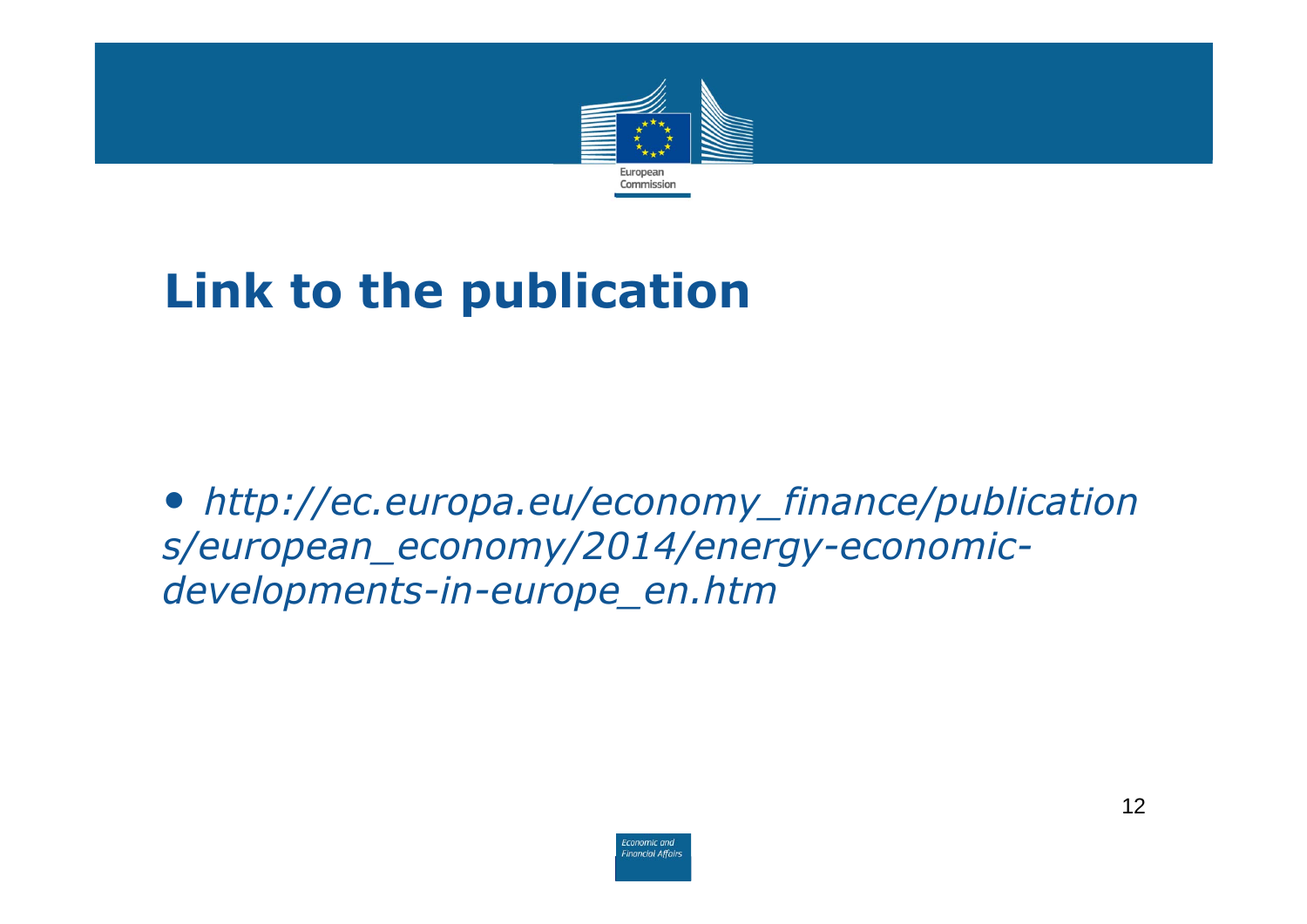# Link to the publication

- *http://ec.europa.eu/economy_finance/publications/european_economy/2014/energy-economic-developments-in-europe_en.htm*